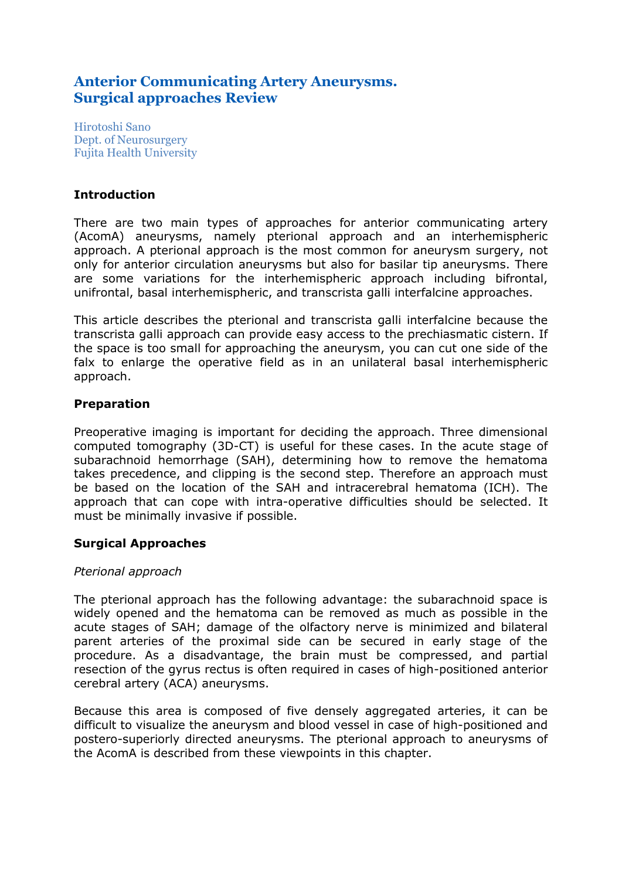# Anterior Communicating Artery Aneurysms. Surgical approaches Review

Hirotoshi Sano
Dept. of Neurosurgery
Fujita Health University

### Introduction

There are two main types of approaches for anterior communicating artery (AcomA) aneurysms, namely pterional approach and an interhemispheric approach. A pterional approach is the most common for aneurysm surgery, not only for anterior circulation aneurysms but also for basilar tip aneurysms. There are some variations for the interhemispheric approach including bifrontal, unifrontal, basal interhemispheric, and transcrista galli interfalcine approaches.

This article describes the pterional and transcrista galli interfalcine because the transcrista galli approach can provide easy access to the prechiasmatic cistern. If the space is too small for approaching the aneurysm, you can cut one side of the falx to enlarge the operative field as in an unilateral basal interhemispheric approach.

### Preparation

Preoperative imaging is important for deciding the approach. Three dimensional computed tomography (3D-CT) is useful for these cases. In the acute stage of subarachnoid hemorrhage (SAH), determining how to remove the hematoma takes precedence, and clipping is the second step. Therefore an approach must be based on the location of the SAH and intracerebral hematoma (ICH). The approach that can cope with intra-operative difficulties should be selected. It must be minimally invasive if possible.

### Surgical Approaches

*Pterional approach*

The pterional approach has the following advantage: the subarachnoid space is widely opened and the hematoma can be removed as much as possible in the acute stages of SAH; damage of the olfactory nerve is minimized and bilateral parent arteries of the proximal side can be secured in early stage of the procedure. As a disadvantage, the brain must be compressed, and partial resection of the gyrus rectus is often required in cases of high-positioned anterior cerebral artery (ACA) aneurysms.

Because this area is composed of five densely aggregated arteries, it can be difficult to visualize the aneurysm and blood vessel in case of high-positioned and postero-superiorly directed aneurysms. The pterional approach to aneurysms of the AcomA is described from these viewpoints in this chapter.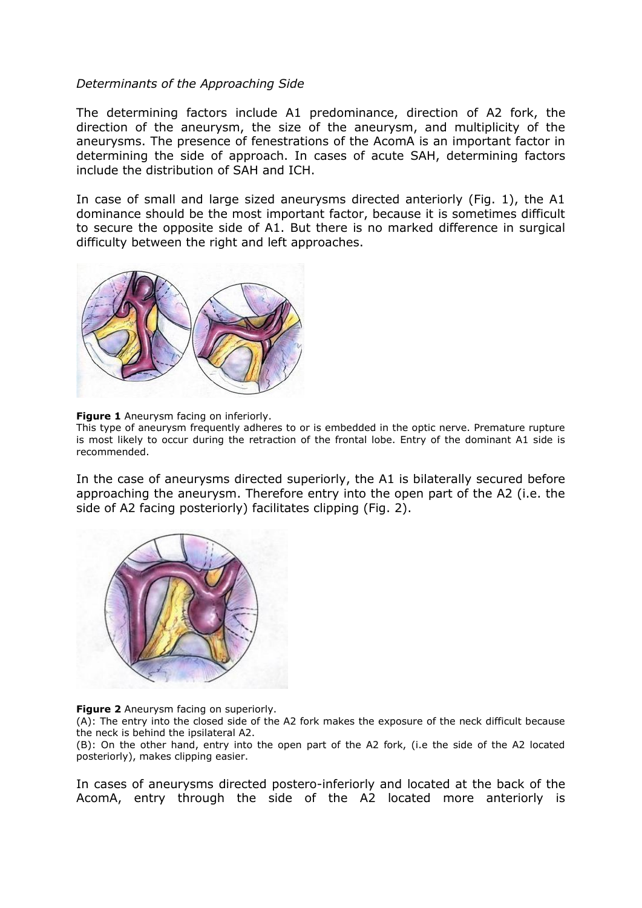*Determinants of the Approaching Side*

The determining factors include A1 predominance, direction of A2 fork, the direction of the aneurysm, the size of the aneurysm, and multiplicity of the aneurysms. The presence of fenestrations of the AcomA is an important factor in determining the side of approach. In cases of acute SAH, determining factors include the distribution of SAH and ICH.

In case of small and large sized aneurysms directed anteriorly (Fig. 1), the A1 dominance should be the most important factor, because it is sometimes difficult to secure the opposite side of A1. But there is no marked difference in surgical difficulty between the right and left approaches.

**Figure 1** Aneurysm facing on inferiorly.
This type of aneurysm frequently adheres to or is embedded in the optic nerve. Premature rupture is most likely to occur during the retraction of the frontal lobe. Entry of the dominant A1 side is recommended.

In the case of aneurysms directed superiorly, the A1 is bilaterally secured before approaching the aneurysm. Therefore entry into the open part of the A2 (i.e. the side of A2 facing posteriorly) facilitates clipping (Fig. 2).

**Figure 2** Aneurysm facing on superiorly.
(A): The entry into the closed side of the A2 fork makes the exposure of the neck difficult because the neck is behind the ipsilateral A2.
(B): On the other hand, entry into the open part of the A2 fork, (i.e the side of the A2 located posteriorly), makes clipping easier.

In cases of aneurysms directed postero-inferiorly and located at the back of the AcomA, entry through the side of the A2 located more anteriorly is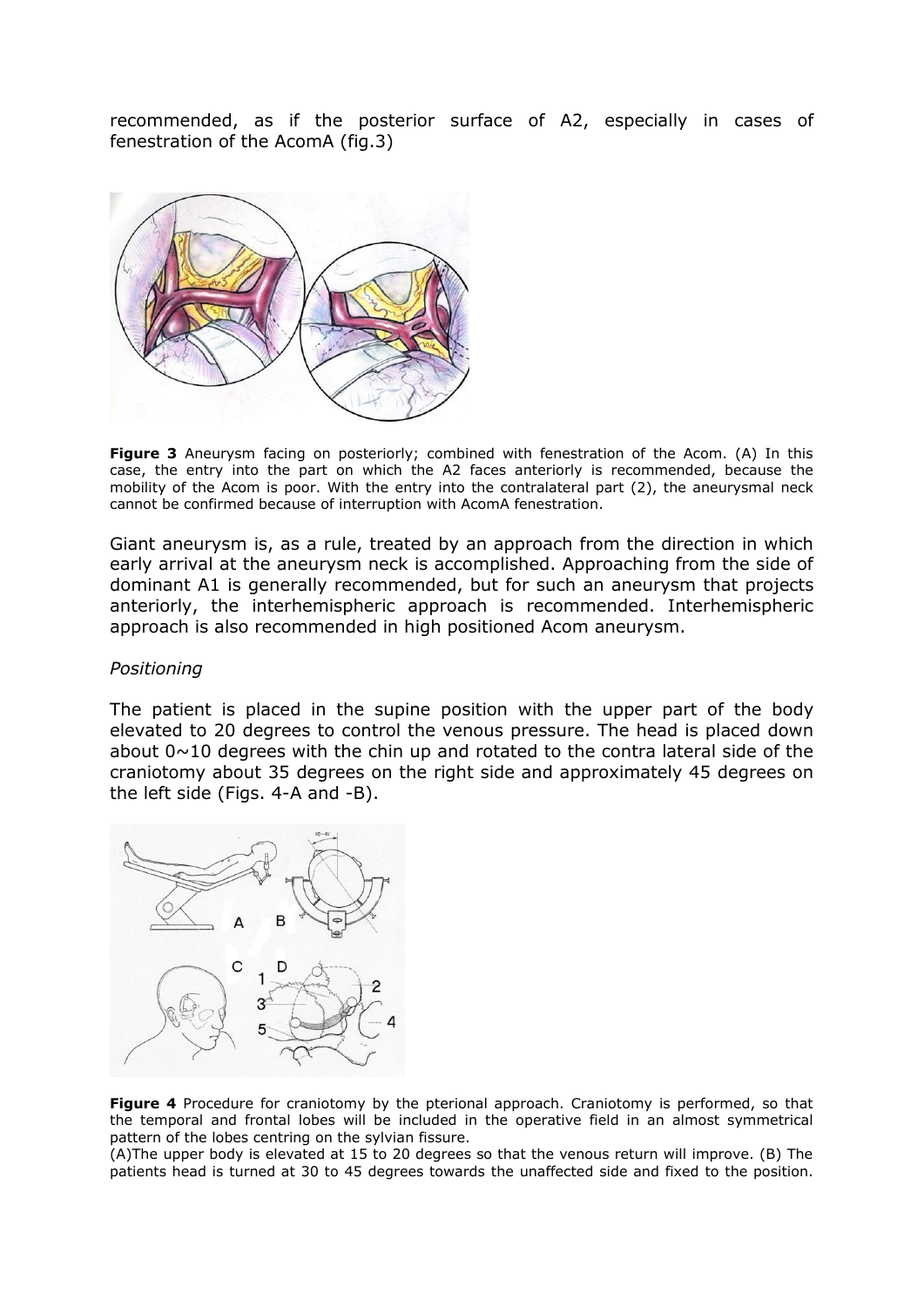recommended, as if the posterior surface of A2, especially in cases of fenestration of the AcomA (fig.3)

**Figure 3** Aneurysm facing on posteriorly; combined with fenestration of the Acom. (A) In this case, the entry into the part on which the A2 faces anteriorly is recommended, because the mobility of the Acom is poor. With the entry into the contralateral part (2), the aneurysmal neck cannot be confirmed because of interruption with AcomA fenestration.

Giant aneurysm is, as a rule, treated by an approach from the direction in which early arrival at the aneurysm neck is accomplished. Approaching from the side of dominant A1 is generally recommended, but for such an aneurysm that projects anteriorly, the interhemispheric approach is recommended. Interhemispheric approach is also recommended in high positioned Acom aneurysm.

*Positioning*

The patient is placed in the supine position with the upper part of the body elevated to 20 degrees to control the venous pressure. The head is placed down about 0~10 degrees with the chin up and rotated to the contra lateral side of the craniotomy about 35 degrees on the right side and approximately 45 degrees on the left side (Figs. 4-A and -B).

**Figure 4** Procedure for craniotomy by the pterional approach. Craniotomy is performed, so that the temporal and frontal lobes will be included in the operative field in an almost symmetrical pattern of the lobes centring on the sylvian fissure.

(A)The upper body is elevated at 15 to 20 degrees so that the venous return will improve. (B) The patients head is turned at 30 to 45 degrees towards the unaffected side and fixed to the position.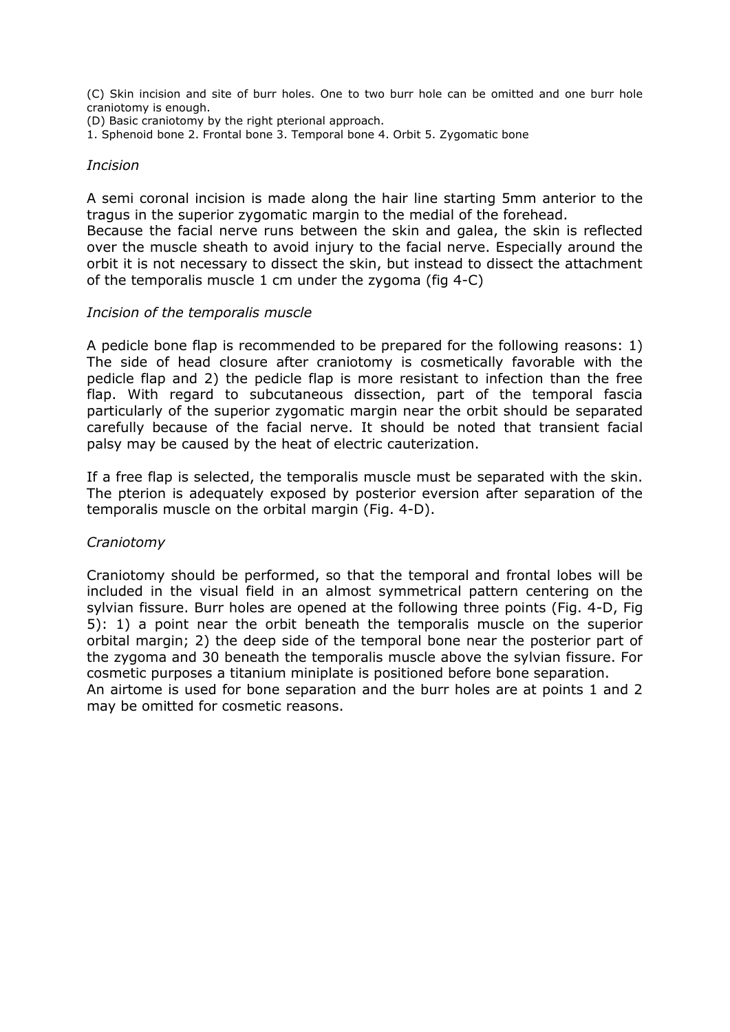(C) Skin incision and site of burr holes. One to two burr hole can be omitted and one burr hole craniotomy is enough.

(D) Basic craniotomy by the right pterional approach.

1. Sphenoid bone 2. Frontal bone 3. Temporal bone 4. Orbit 5. Zygomatic bone

*Incision*

A semi coronal incision is made along the hair line starting 5mm anterior to the tragus in the superior zygomatic margin to the medial of the forehead.
Because the facial nerve runs between the skin and galea, the skin is reflected over the muscle sheath to avoid injury to the facial nerve. Especially around the orbit it is not necessary to dissect the skin, but instead to dissect the attachment of the temporalis muscle 1 cm under the zygoma (fig 4-C)

*Incision of the temporalis muscle*

A pedicle bone flap is recommended to be prepared for the following reasons: 1) The side of head closure after craniotomy is cosmetically favorable with the pedicle flap and 2) the pedicle flap is more resistant to infection than the free flap. With regard to subcutaneous dissection, part of the temporal fascia particularly of the superior zygomatic margin near the orbit should be separated carefully because of the facial nerve. It should be noted that transient facial palsy may be caused by the heat of electric cauterization.

If a free flap is selected, the temporalis muscle must be separated with the skin. The pterion is adequately exposed by posterior eversion after separation of the temporalis muscle on the orbital margin (Fig. 4-D).

*Craniotomy*

Craniotomy should be performed, so that the temporal and frontal lobes will be included in the visual field in an almost symmetrical pattern centering on the sylvian fissure. Burr holes are opened at the following three points (Fig. 4-D, Fig 5): 1) a point near the orbit beneath the temporalis muscle on the superior orbital margin; 2) the deep side of the temporal bone near the posterior part of the zygoma and 30 beneath the temporalis muscle above the sylvian fissure. For cosmetic purposes a titanium miniplate is positioned before bone separation.
An airtome is used for bone separation and the burr holes are at points 1 and 2 may be omitted for cosmetic reasons.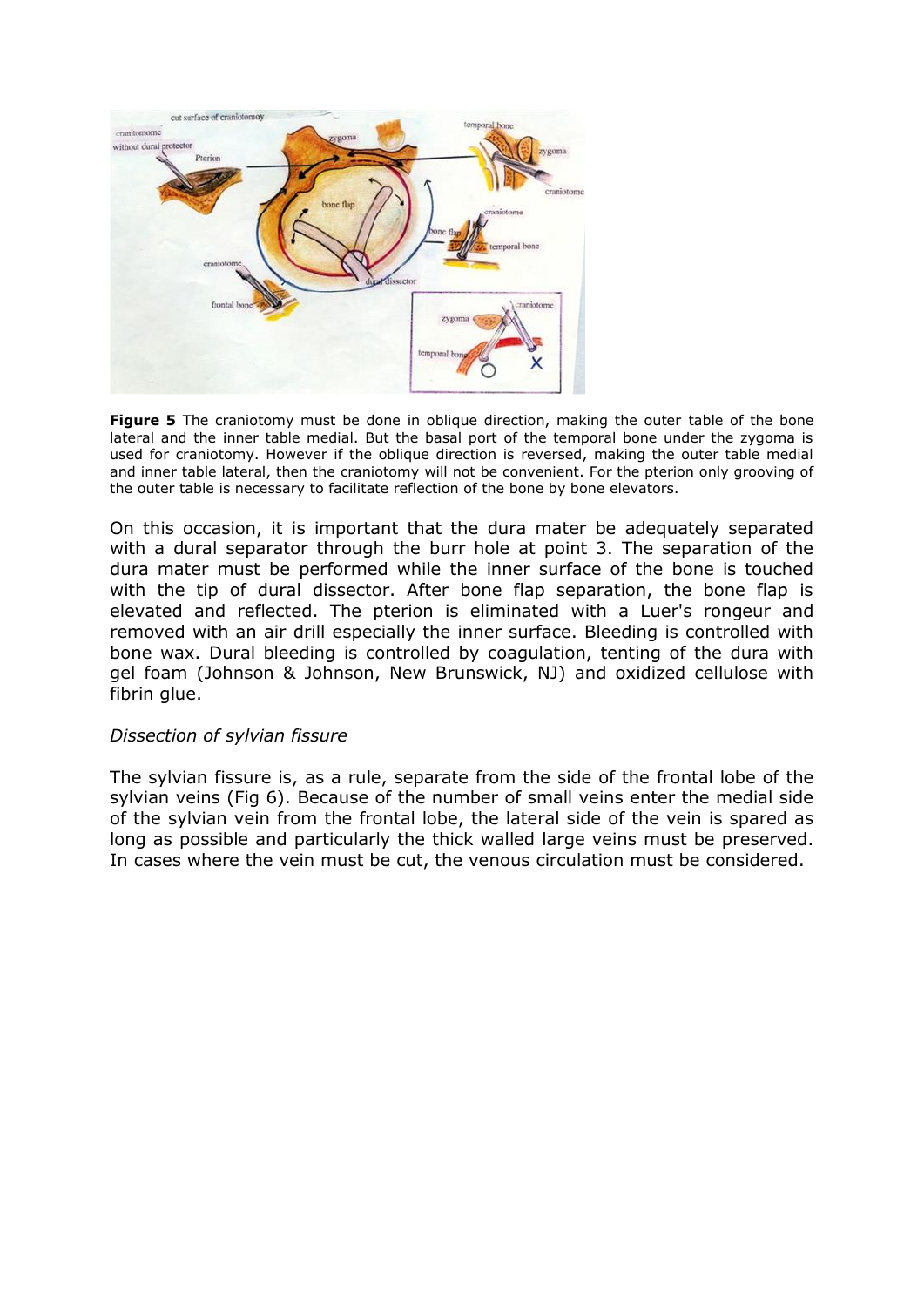**Figure 5** The craniotomy must be done in oblique direction, making the outer table of the bone lateral and the inner table medial. But the basal port of the temporal bone under the zygoma is used for craniotomy. However if the oblique direction is reversed, making the outer table medial and inner table lateral, then the craniotomy will not be convenient. For the pterion only grooving of the outer table is necessary to facilitate reflection of the bone by bone elevators.

On this occasion, it is important that the dura mater be adequately separated with a dural separator through the burr hole at point 3. The separation of the dura mater must be performed while the inner surface of the bone is touched with the tip of dural dissector. After bone flap separation, the bone flap is elevated and reflected. The pterion is eliminated with a Luer's rongeur and removed with an air drill especially the inner surface. Bleeding is controlled with bone wax. Dural bleeding is controlled by coagulation, tenting of the dura with gel foam (Johnson & Johnson, New Brunswick, NJ) and oxidized cellulose with fibrin glue.

*Dissection of sylvian fissure*

The sylvian fissure is, as a rule, separate from the side of the frontal lobe of the sylvian veins (Fig 6). Because of the number of small veins enter the medial side of the sylvian vein from the frontal lobe, the lateral side of the vein is spared as long as possible and particularly the thick walled large veins must be preserved. In cases where the vein must be cut, the venous circulation must be considered.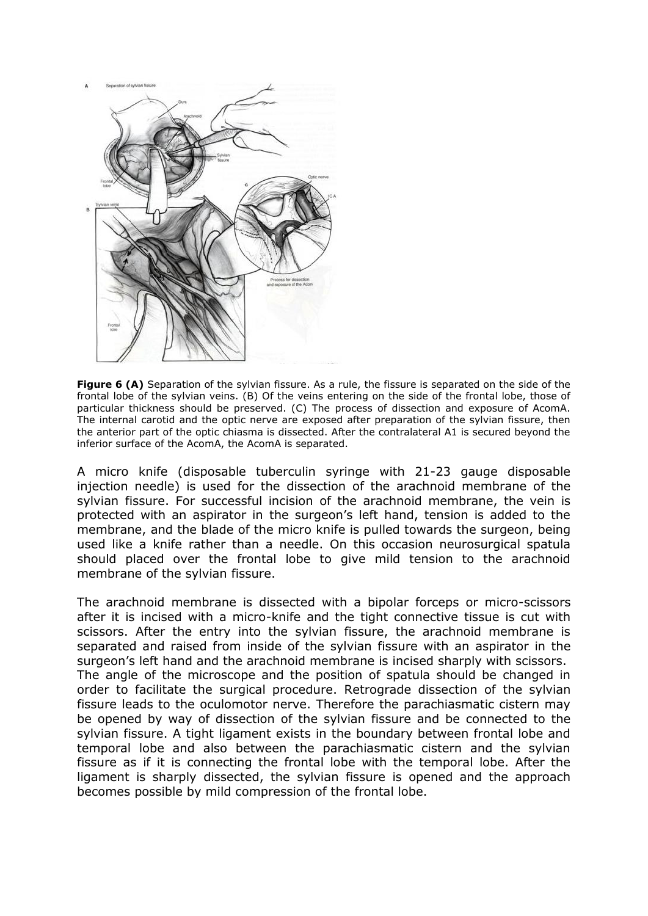**Figure 6 (A)** Separation of the sylvian fissure. As a rule, the fissure is separated on the side of the frontal lobe of the sylvian veins. (B) Of the veins entering on the side of the frontal lobe, those of particular thickness should be preserved. (C) The process of dissection and exposure of AcomA. The internal carotid and the optic nerve are exposed after preparation of the sylvian fissure, then the anterior part of the optic chiasma is dissected. After the contralateral A1 is secured beyond the inferior surface of the AcomA, the AcomA is separated.

A micro knife (disposable tuberculin syringe with 21-23 gauge disposable injection needle) is used for the dissection of the arachnoid membrane of the sylvian fissure. For successful incision of the arachnoid membrane, the vein is protected with an aspirator in the surgeon's left hand, tension is added to the membrane, and the blade of the micro knife is pulled towards the surgeon, being used like a knife rather than a needle. On this occasion neurosurgical spatula should placed over the frontal lobe to give mild tension to the arachnoid membrane of the sylvian fissure.

The arachnoid membrane is dissected with a bipolar forceps or micro-scissors after it is incised with a micro-knife and the tight connective tissue is cut with scissors. After the entry into the sylvian fissure, the arachnoid membrane is separated and raised from inside of the sylvian fissure with an aspirator in the surgeon's left hand and the arachnoid membrane is incised sharply with scissors. The angle of the microscope and the position of spatula should be changed in order to facilitate the surgical procedure. Retrograde dissection of the sylvian fissure leads to the oculomotor nerve. Therefore the parachiasmatic cistern may be opened by way of dissection of the sylvian fissure and be connected to the sylvian fissure. A tight ligament exists in the boundary between frontal lobe and temporal lobe and also between the parachiasmatic cistern and the sylvian fissure as if it is connecting the frontal lobe with the temporal lobe. After the ligament is sharply dissected, the sylvian fissure is opened and the approach becomes possible by mild compression of the frontal lobe.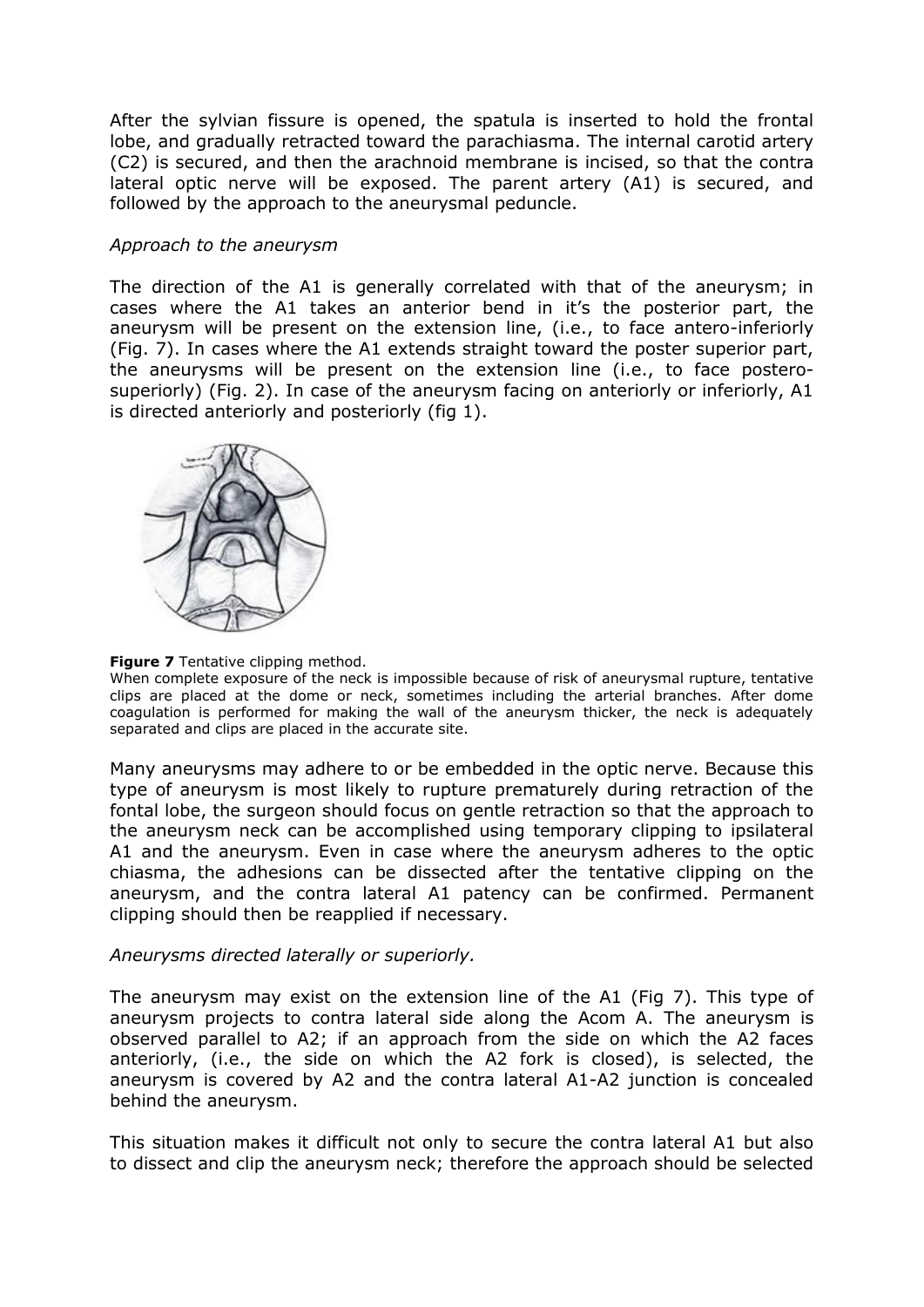After the sylvian fissure is opened, the spatula is inserted to hold the frontal lobe, and gradually retracted toward the parachiasma. The internal carotid artery (C2) is secured, and then the arachnoid membrane is incised, so that the contra lateral optic nerve will be exposed. The parent artery (A1) is secured, and followed by the approach to the aneurysmal peduncle.

*Approach to the aneurysm*

The direction of the A1 is generally correlated with that of the aneurysm; in cases where the A1 takes an anterior bend in it's the posterior part, the aneurysm will be present on the extension line, (i.e., to face antero-inferiorly (Fig. 7). In cases where the A1 extends straight toward the poster superior part, the aneurysms will be present on the extension line (i.e., to face postero-superiorly) (Fig. 2). In case of the aneurysm facing on anteriorly or inferiorly, A1 is directed anteriorly and posteriorly (fig 1).

**Figure 7** Tentative clipping method.
When complete exposure of the neck is impossible because of risk of aneurysmal rupture, tentative clips are placed at the dome or neck, sometimes including the arterial branches. After dome coagulation is performed for making the wall of the aneurysm thicker, the neck is adequately separated and clips are placed in the accurate site.

Many aneurysms may adhere to or be embedded in the optic nerve. Because this type of aneurysm is most likely to rupture prematurely during retraction of the fontal lobe, the surgeon should focus on gentle retraction so that the approach to the aneurysm neck can be accomplished using temporary clipping to ipsilateral A1 and the aneurysm. Even in case where the aneurysm adheres to the optic chiasma, the adhesions can be dissected after the tentative clipping on the aneurysm, and the contra lateral A1 patency can be confirmed. Permanent clipping should then be reapplied if necessary.

*Aneurysms directed laterally or superiorly.*

The aneurysm may exist on the extension line of the A1 (Fig 7). This type of aneurysm projects to contra lateral side along the Acom A. The aneurysm is observed parallel to A2; if an approach from the side on which the A2 faces anteriorly, (i.e., the side on which the A2 fork is closed), is selected, the aneurysm is covered by A2 and the contra lateral A1-A2 junction is concealed behind the aneurysm.

This situation makes it difficult not only to secure the contra lateral A1 but also to dissect and clip the aneurysm neck; therefore the approach should be selected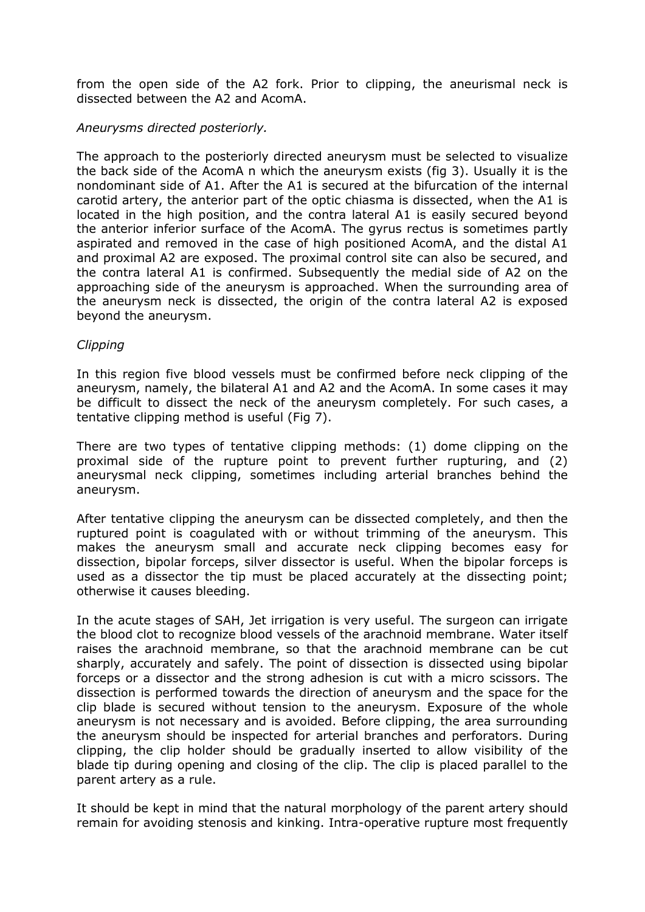from the open side of the A2 fork. Prior to clipping, the aneurismal neck is dissected between the A2 and AcomA.

*Aneurysms directed posteriorly.*

The approach to the posteriorly directed aneurysm must be selected to visualize the back side of the AcomA n which the aneurysm exists (fig 3). Usually it is the nondominant side of A1. After the A1 is secured at the bifurcation of the internal carotid artery, the anterior part of the optic chiasma is dissected, when the A1 is located in the high position, and the contra lateral A1 is easily secured beyond the anterior inferior surface of the AcomA. The gyrus rectus is sometimes partly aspirated and removed in the case of high positioned AcomA, and the distal A1 and proximal A2 are exposed. The proximal control site can also be secured, and the contra lateral A1 is confirmed. Subsequently the medial side of A2 on the approaching side of the aneurysm is approached. When the surrounding area of the aneurysm neck is dissected, the origin of the contra lateral A2 is exposed beyond the aneurysm.

*Clipping*

In this region five blood vessels must be confirmed before neck clipping of the aneurysm, namely, the bilateral A1 and A2 and the AcomA. In some cases it may be difficult to dissect the neck of the aneurysm completely. For such cases, a tentative clipping method is useful (Fig 7).

There are two types of tentative clipping methods: (1) dome clipping on the proximal side of the rupture point to prevent further rupturing, and (2) aneurysmal neck clipping, sometimes including arterial branches behind the aneurysm.

After tentative clipping the aneurysm can be dissected completely, and then the ruptured point is coagulated with or without trimming of the aneurysm. This makes the aneurysm small and accurate neck clipping becomes easy for dissection, bipolar forceps, silver dissector is useful. When the bipolar forceps is used as a dissector the tip must be placed accurately at the dissecting point; otherwise it causes bleeding.

In the acute stages of SAH, Jet irrigation is very useful. The surgeon can irrigate the blood clot to recognize blood vessels of the arachnoid membrane. Water itself raises the arachnoid membrane, so that the arachnoid membrane can be cut sharply, accurately and safely. The point of dissection is dissected using bipolar forceps or a dissector and the strong adhesion is cut with a micro scissors. The dissection is performed towards the direction of aneurysm and the space for the clip blade is secured without tension to the aneurysm. Exposure of the whole aneurysm is not necessary and is avoided. Before clipping, the area surrounding the aneurysm should be inspected for arterial branches and perforators. During clipping, the clip holder should be gradually inserted to allow visibility of the blade tip during opening and closing of the clip. The clip is placed parallel to the parent artery as a rule.

It should be kept in mind that the natural morphology of the parent artery should remain for avoiding stenosis and kinking. Intra-operative rupture most frequently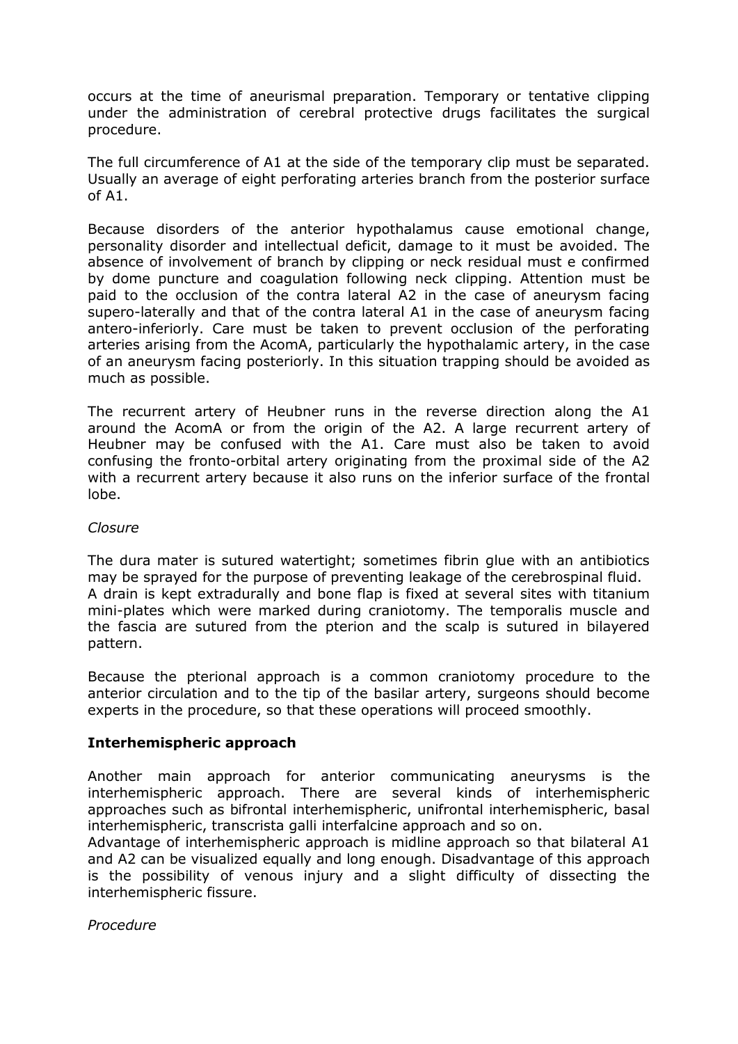occurs at the time of aneurismal preparation. Temporary or tentative clipping under the administration of cerebral protective drugs facilitates the surgical procedure.

The full circumference of A1 at the side of the temporary clip must be separated. Usually an average of eight perforating arteries branch from the posterior surface of A1.

Because disorders of the anterior hypothalamus cause emotional change, personality disorder and intellectual deficit, damage to it must be avoided. The absence of involvement of branch by clipping or neck residual must e confirmed by dome puncture and coagulation following neck clipping. Attention must be paid to the occlusion of the contra lateral A2 in the case of aneurysm facing supero-laterally and that of the contra lateral A1 in the case of aneurysm facing antero-inferiorly. Care must be taken to prevent occlusion of the perforating arteries arising from the AcomA, particularly the hypothalamic artery, in the case of an aneurysm facing posteriorly. In this situation trapping should be avoided as much as possible.

The recurrent artery of Heubner runs in the reverse direction along the A1 around the AcomA or from the origin of the A2. A large recurrent artery of Heubner may be confused with the A1. Care must also be taken to avoid confusing the fronto-orbital artery originating from the proximal side of the A2 with a recurrent artery because it also runs on the inferior surface of the frontal lobe.

*Closure*

The dura mater is sutured watertight; sometimes fibrin glue with an antibiotics may be sprayed for the purpose of preventing leakage of the cerebrospinal fluid. A drain is kept extradurally and bone flap is fixed at several sites with titanium mini-plates which were marked during craniotomy. The temporalis muscle and the fascia are sutured from the pterion and the scalp is sutured in bilayered pattern.

Because the pterional approach is a common craniotomy procedure to the anterior circulation and to the tip of the basilar artery, surgeons should become experts in the procedure, so that these operations will proceed smoothly.

**Interhemispheric approach**

Another main approach for anterior communicating aneurysms is the interhemispheric approach. There are several kinds of interhemispheric approaches such as bifrontal interhemispheric, unifrontal interhemispheric, basal interhemispheric, transcrista galli interfalcine approach and so on.
Advantage of interhemispheric approach is midline approach so that bilateral A1 and A2 can be visualized equally and long enough. Disadvantage of this approach is the possibility of venous injury and a slight difficulty of dissecting the interhemispheric fissure.

*Procedure*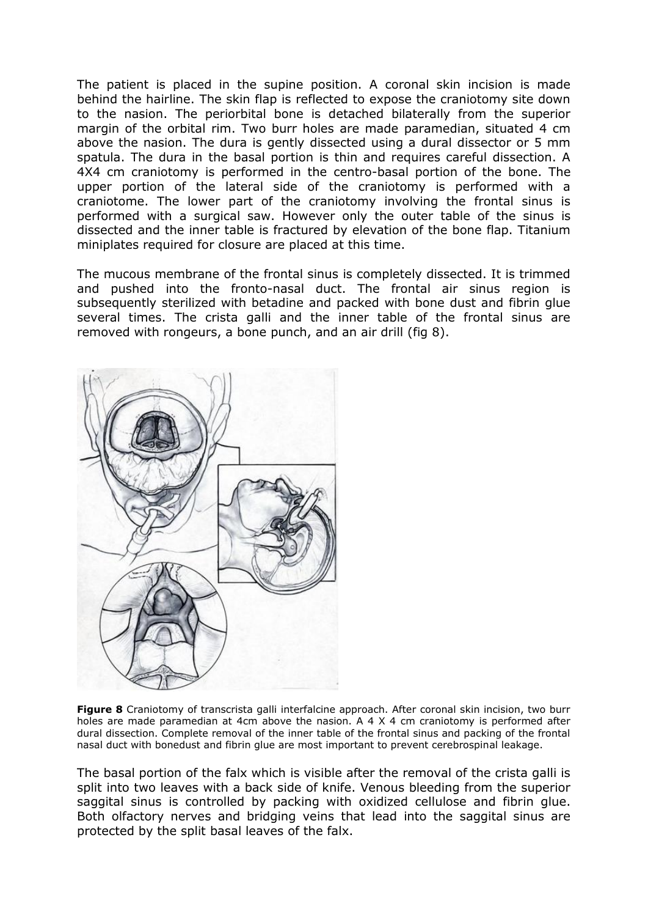The patient is placed in the supine position. A coronal skin incision is made behind the hairline. The skin flap is reflected to expose the craniotomy site down to the nasion. The periorbital bone is detached bilaterally from the superior margin of the orbital rim. Two burr holes are made paramedian, situated 4 cm above the nasion. The dura is gently dissected using a dural dissector or 5 mm spatula. The dura in the basal portion is thin and requires careful dissection. A 4X4 cm craniotomy is performed in the centro-basal portion of the bone. The upper portion of the lateral side of the craniotomy is performed with a craniotome. The lower part of the craniotomy involving the frontal sinus is performed with a surgical saw. However only the outer table of the sinus is dissected and the inner table is fractured by elevation of the bone flap. Titanium miniplates required for closure are placed at this time.

The mucous membrane of the frontal sinus is completely dissected. It is trimmed and pushed into the fronto-nasal duct. The frontal air sinus region is subsequently sterilized with betadine and packed with bone dust and fibrin glue several times. The crista galli and the inner table of the frontal sinus are removed with rongeurs, a bone punch, and an air drill (fig 8).

**Figure 8** Craniotomy of transcrista galli interfalcine approach. After coronal skin incision, two burr holes are made paramedian at 4cm above the nasion. A 4 X 4 cm craniotomy is performed after dural dissection. Complete removal of the inner table of the frontal sinus and packing of the frontal nasal duct with bonedust and fibrin glue are most important to prevent cerebrospinal leakage.

The basal portion of the falx which is visible after the removal of the crista galli is split into two leaves with a back side of knife. Venous bleeding from the superior saggital sinus is controlled by packing with oxidized cellulose and fibrin glue. Both olfactory nerves and bridging veins that lead into the saggital sinus are protected by the split basal leaves of the falx.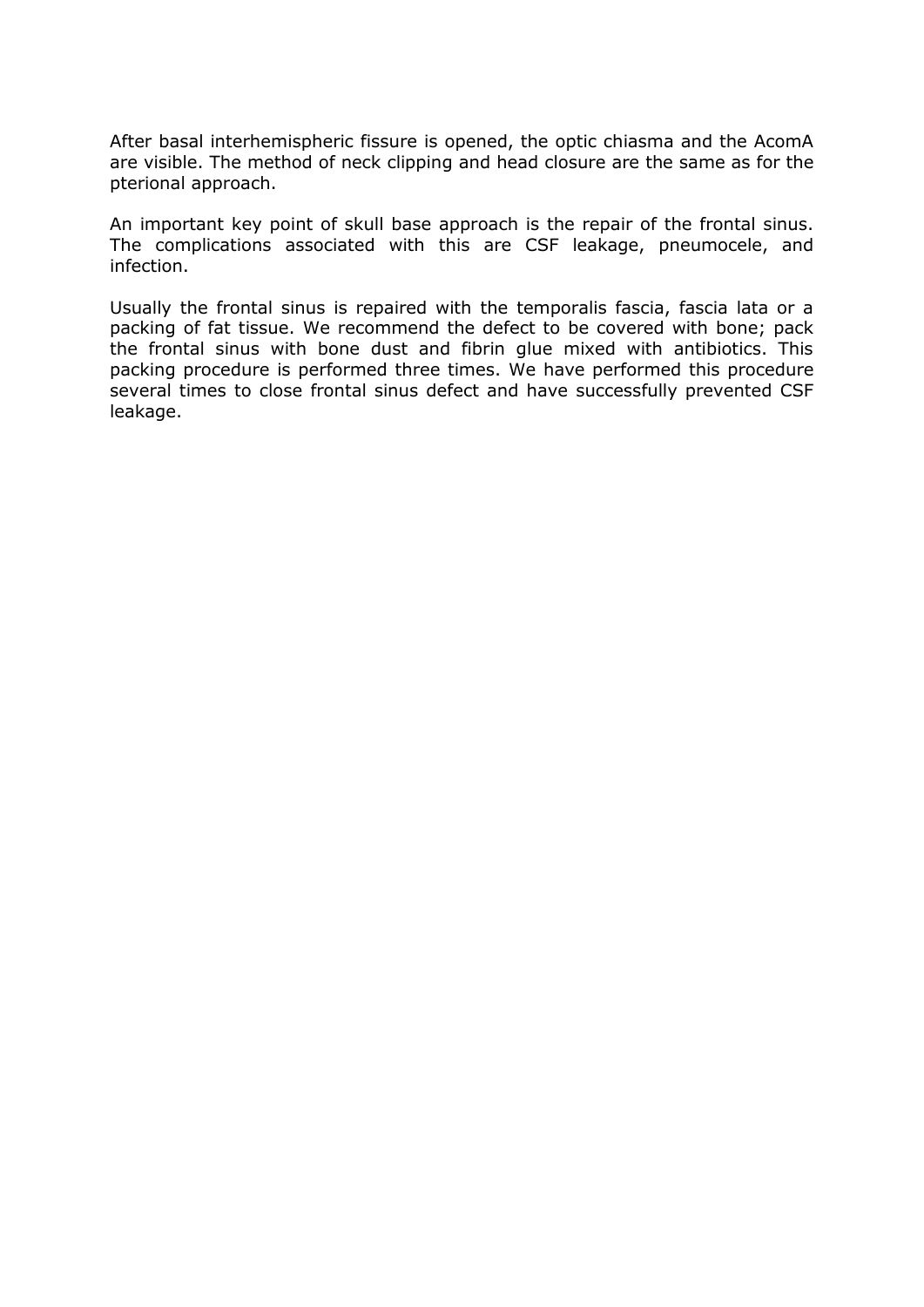After basal interhemispheric fissure is opened, the optic chiasma and the AcomA are visible. The method of neck clipping and head closure are the same as for the pterional approach.

An important key point of skull base approach is the repair of the frontal sinus. The complications associated with this are CSF leakage, pneumocele, and infection.

Usually the frontal sinus is repaired with the temporalis fascia, fascia lata or a packing of fat tissue. We recommend the defect to be covered with bone; pack the frontal sinus with bone dust and fibrin glue mixed with antibiotics. This packing procedure is performed three times. We have performed this procedure several times to close frontal sinus defect and have successfully prevented CSF leakage.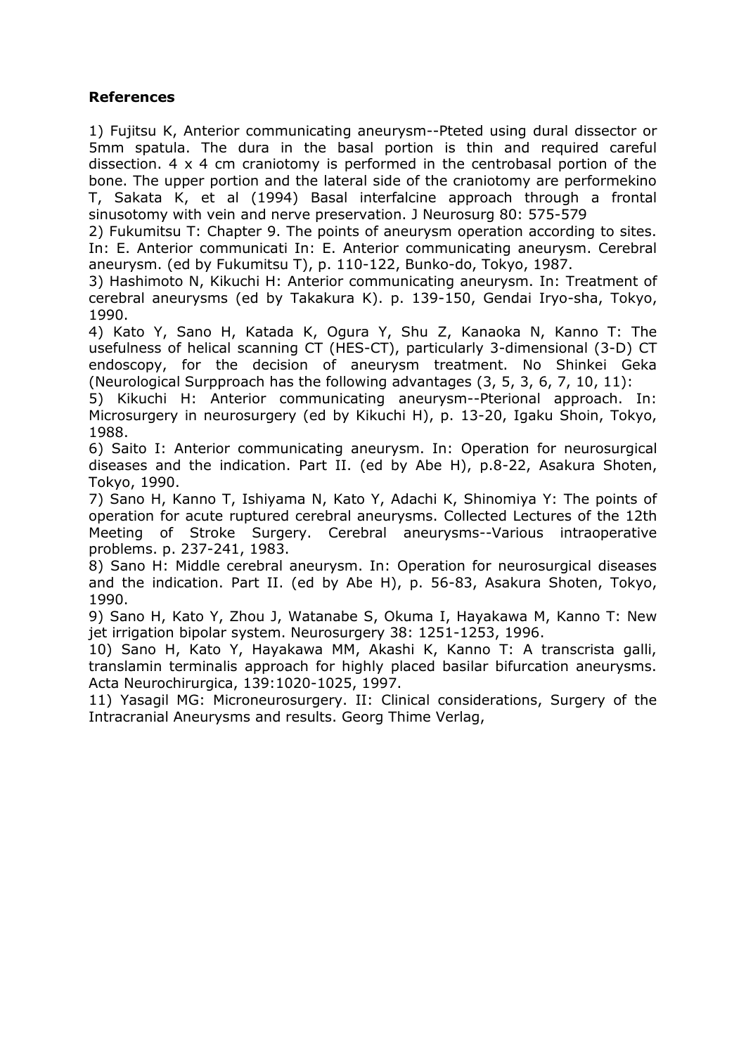**References**

1) Fujitsu K, Anterior communicating aneurysm--Pteted using dural dissector or 5mm spatula. The dura in the basal portion is thin and required careful dissection. 4 x 4 cm craniotomy is performed in the centrobasal portion of the bone. The upper portion and the lateral side of the craniotomy are performekino T, Sakata K, et al (1994) Basal interfalcine approach through a frontal sinusotomy with vein and nerve preservation. J Neurosurg 80: 575-579

2) Fukumitsu T: Chapter 9. The points of aneurysm operation according to sites. In: E. Anterior communicati In: E. Anterior communicating aneurysm. Cerebral aneurysm. (ed by Fukumitsu T), p. 110-122, Bunko-do, Tokyo, 1987.

3) Hashimoto N, Kikuchi H: Anterior communicating aneurysm. In: Treatment of cerebral aneurysms (ed by Takakura K). p. 139-150, Gendai Iryo-sha, Tokyo, 1990.

4) Kato Y, Sano H, Katada K, Ogura Y, Shu Z, Kanaoka N, Kanno T: The usefulness of helical scanning CT (HES-CT), particularly 3-dimensional (3-D) CT endoscopy, for the decision of aneurysm treatment. No Shinkei Geka (Neurological Surpproach has the following advantages (3, 5, 3, 6, 7, 10, 11):

5) Kikuchi H: Anterior communicating aneurysm--Pterional approach. In: Microsurgery in neurosurgery (ed by Kikuchi H), p. 13-20, Igaku Shoin, Tokyo, 1988.

6) Saito I: Anterior communicating aneurysm. In: Operation for neurosurgical diseases and the indication. Part II. (ed by Abe H), p.8-22, Asakura Shoten, Tokyo, 1990.

7) Sano H, Kanno T, Ishiyama N, Kato Y, Adachi K, Shinomiya Y: The points of operation for acute ruptured cerebral aneurysms. Collected Lectures of the 12th Meeting of Stroke Surgery. Cerebral aneurysms--Various intraoperative problems. p. 237-241, 1983.

8) Sano H: Middle cerebral aneurysm. In: Operation for neurosurgical diseases and the indication. Part II. (ed by Abe H), p. 56-83, Asakura Shoten, Tokyo, 1990.

9) Sano H, Kato Y, Zhou J, Watanabe S, Okuma I, Hayakawa M, Kanno T: New jet irrigation bipolar system. Neurosurgery 38: 1251-1253, 1996.

10) Sano H, Kato Y, Hayakawa MM, Akashi K, Kanno T: A transcrista galli, translamin terminalis approach for highly placed basilar bifurcation aneurysms. Acta Neurochirurgica, 139:1020-1025, 1997.

11) Yasagil MG: Microneurosurgery. II: Clinical considerations, Surgery of the Intracranial Aneurysms and results. Georg Thime Verlag,